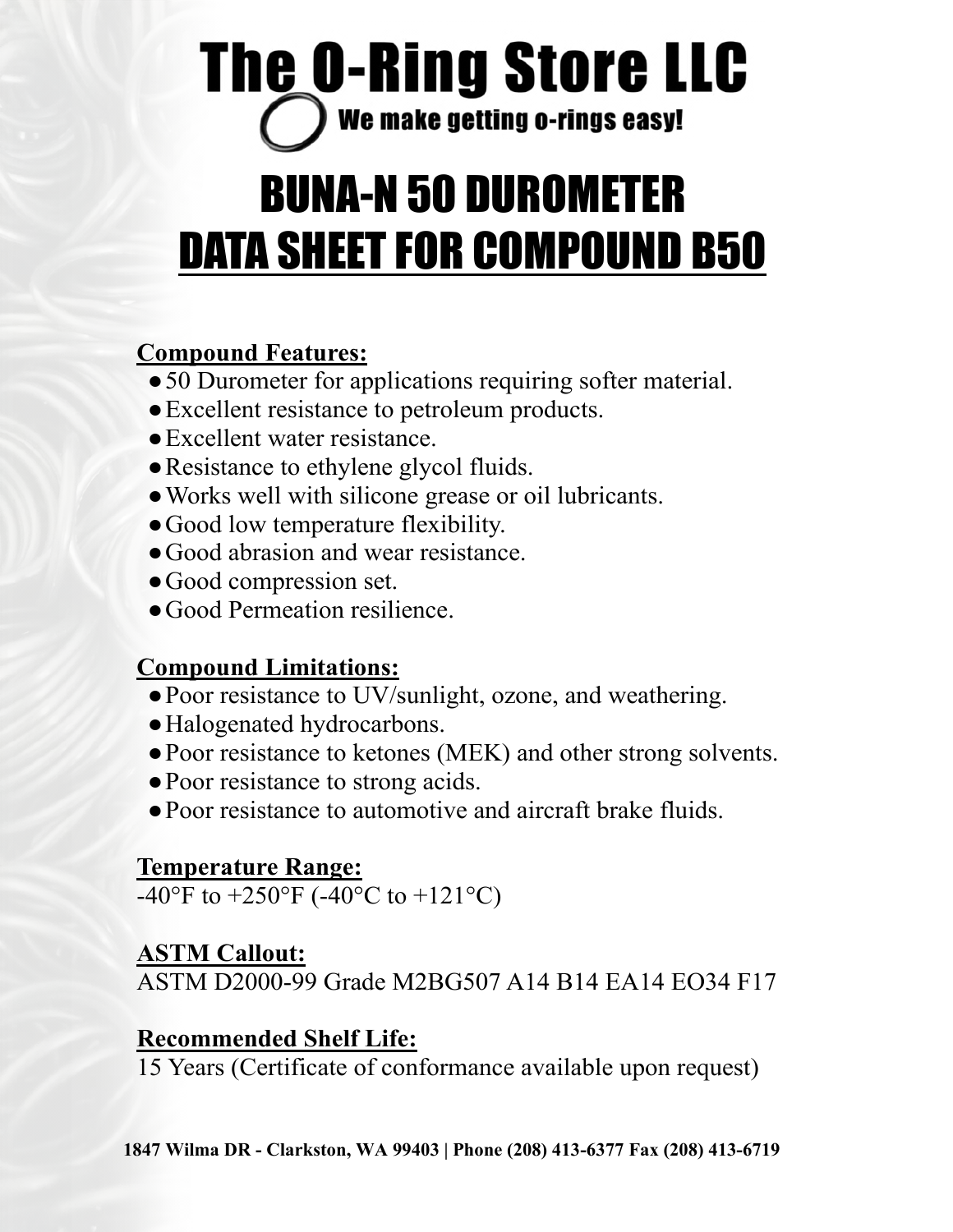# The O-Ring Store LLC

We make getting o-rings easy!

# BUNA-N 50 DUROMETER
# DATA SHEET FOR COMPOUND B50

**Compound Features:**

- 50 Durometer for applications requiring softer material.
- Excellent resistance to petroleum products.
- Excellent water resistance.
- Resistance to ethylene glycol fluids.
- Works well with silicone grease or oil lubricants.
- Good low temperature flexibility.
- Good abrasion and wear resistance.
- Good compression set.
- Good Permeation resilience.

**Compound Limitations:**

- Poor resistance to UV/sunlight, ozone, and weathering.
- Halogenated hydrocarbons.
- Poor resistance to ketones (MEK) and other strong solvents.
- Poor resistance to strong acids.
- Poor resistance to automotive and aircraft brake fluids.

**Temperature Range:**

-40°F to +250°F (-40°C to +121°C)

**ASTM Callout:**

ASTM D2000-99 Grade M2BG507 A14 B14 EA14 EO34 F17

**Recommended Shelf Life:**

15 Years (Certificate of conformance available upon request)

**1847 Wilma DR - Clarkston, WA 99403 | Phone (208) 413-6377 Fax (208) 413-6719**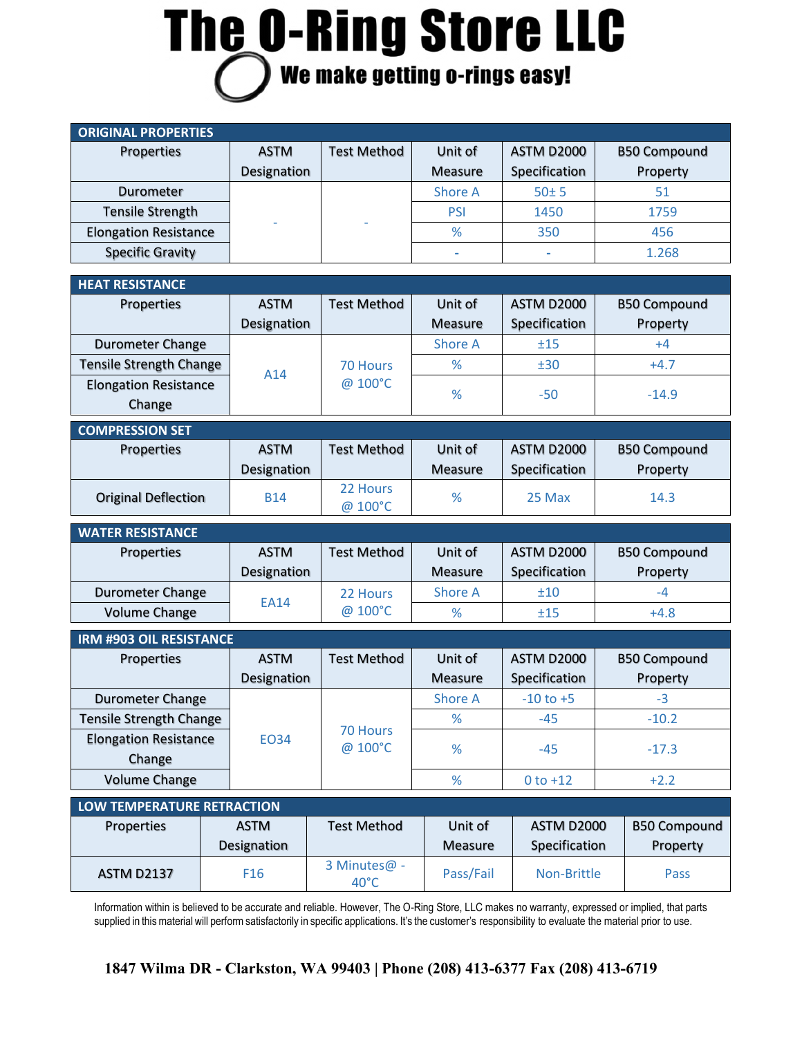# The O-Ring Store LLC

**We make getting o-rings easy!**

| ORIGINAL PROPERTIES | | | | | |
|---|---|---|---|---|---|
| Properties | ASTM Designation | Test Method | Unit of Measure | ASTM D2000 Specification | B50 Compound Property |
| Durometer | - | - | Shore A | 50± 5 | 51 |
| Tensile Strength | | | PSI | 1450 | 1759 |
| Elongation Resistance | | | % | 350 | 456 |
| Specific Gravity | | | - | - | 1.268 |

| HEAT RESISTANCE | | | | | |
|---|---|---|---|---|---|
| Properties | ASTM Designation | Test Method | Unit of Measure | ASTM D2000 Specification | B50 Compound Property |
| Durometer Change | A14 | 70 Hours @ 100°C | Shore A | ±15 | +4 |
| Tensile Strength Change | | | % | ±30 | +4.7 |
| Elongation Resistance Change | | | % | -50 | -14.9 |

| COMPRESSION SET | | | | | |
|---|---|---|---|---|---|
| Properties | ASTM Designation | Test Method | Unit of Measure | ASTM D2000 Specification | B50 Compound Property |
| Original Deflection | B14 | 22 Hours @ 100°C | % | 25 Max | 14.3 |

| WATER RESISTANCE | | | | | |
|---|---|---|---|---|---|
| Properties | ASTM Designation | Test Method | Unit of Measure | ASTM D2000 Specification | B50 Compound Property |
| Durometer Change | EA14 | 22 Hours @ 100°C | Shore A | ±10 | -4 |
| Volume Change | | | % | ±15 | +4.8 |

| IRM #903 OIL RESISTANCE | | | | | |
|---|---|---|---|---|---|
| Properties | ASTM Designation | Test Method | Unit of Measure | ASTM D2000 Specification | B50 Compound Property |
| Durometer Change | EO34 | 70 Hours @ 100°C | Shore A | -10 to +5 | -3 |
| Tensile Strength Change | | | % | -45 | -10.2 |
| Elongation Resistance Change | | | % | -45 | -17.3 |
| Volume Change | | | % | 0 to +12 | +2.2 |

| LOW TEMPERATURE RETRACTION | | | | | |
|---|---|---|---|---|---|
| Properties | ASTM Designation | Test Method | Unit of Measure | ASTM D2000 Specification | B50 Compound Property |
| ASTM D2137 | F16 | 3 Minutes@ -40°C | Pass/Fail | Non-Brittle | Pass |

Information within is believed to be accurate and reliable. However, The O-Ring Store, LLC makes no warranty, expressed or implied, that parts supplied in this material will perform satisfactorily in specific applications. It's the customer's responsibility to evaluate the material prior to use.

**1847 Wilma DR - Clarkston, WA 99403 | Phone (208) 413-6377 Fax (208) 413-6719**